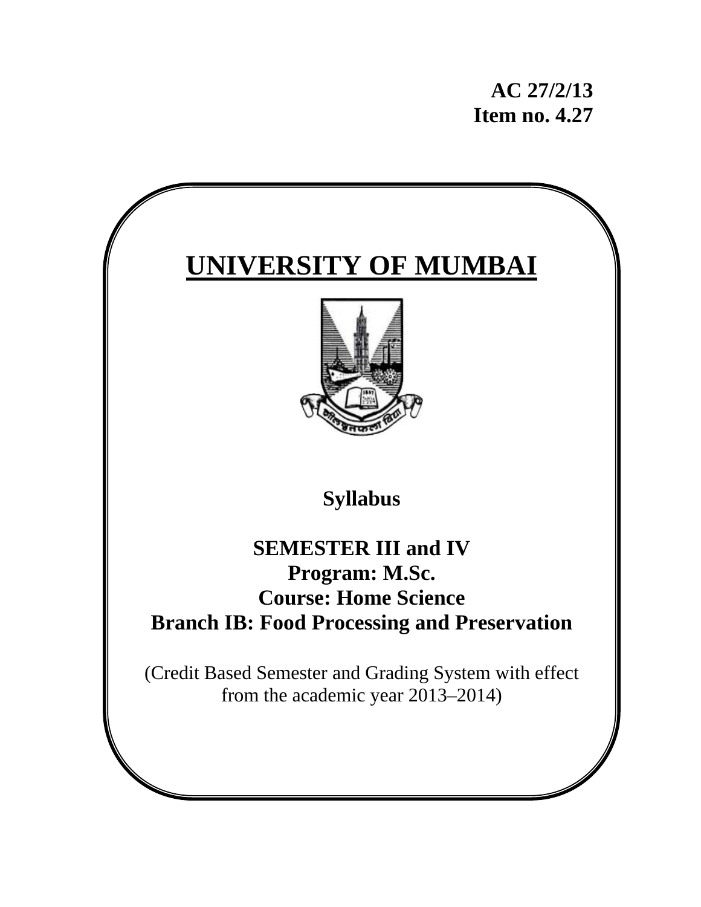**AC 27/2/13**
**Item no. 4.27**

# UNIVERSITY OF MUMBAI

## Syllabus

## SEMESTER III and IV
## Program: M.Sc.
## Course: Home Science
## Branch IB: Food Processing and Preservation

(Credit Based Semester and Grading System with effect from the academic year 2013–2014)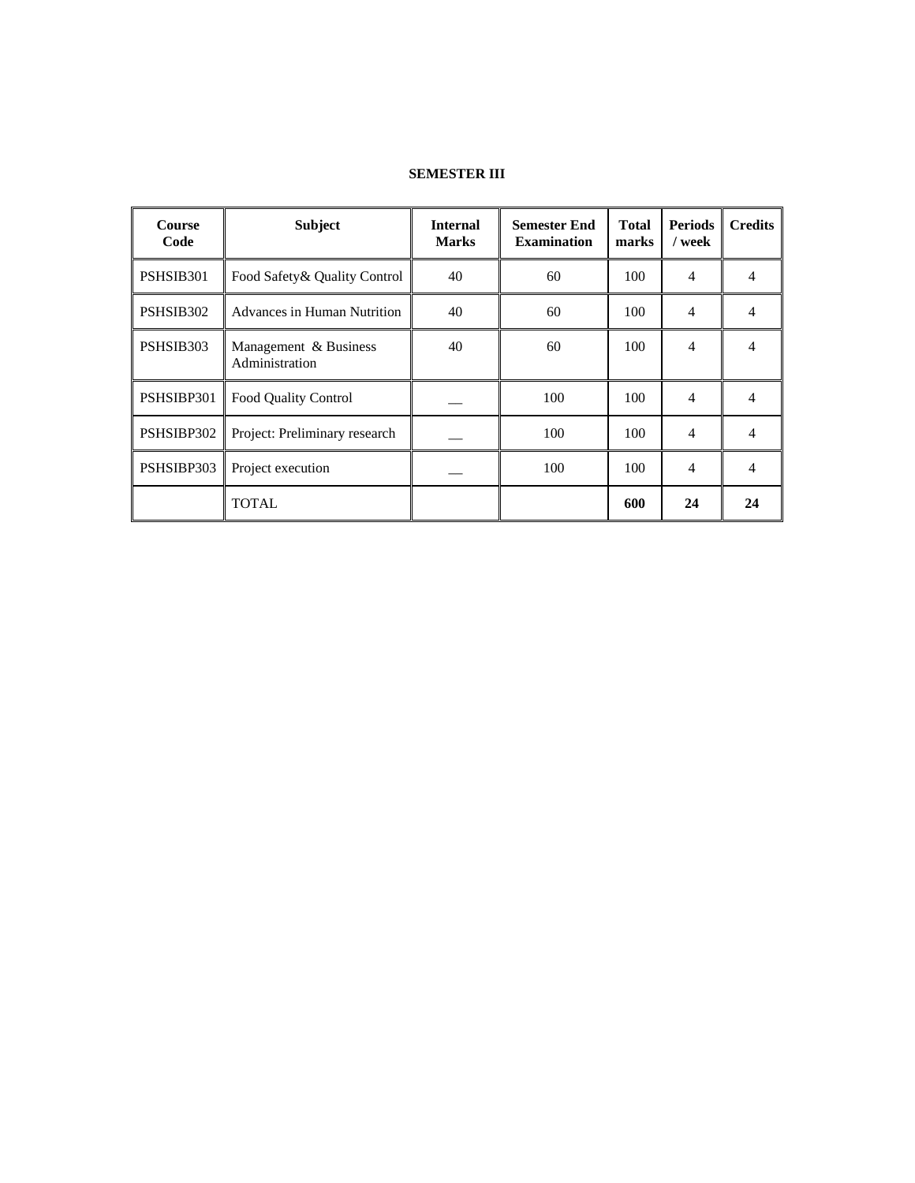**SEMESTER III**

| Course Code | Subject | Internal Marks | Semester End Examination | Total marks | Periods / week | Credits |
|---|---|---|---|---|---|---|
| PSHSIB301 | Food Safety& Quality Control | 40 | 60 | 100 | 4 | 4 |
| PSHSIB302 | Advances in Human Nutrition | 40 | 60 | 100 | 4 | 4 |
| PSHSIB303 | Management & Business Administration | 40 | 60 | 100 | 4 | 4 |
| PSHSIBP301 | Food Quality Control | __ | 100 | 100 | 4 | 4 |
| PSHSIBP302 | Project: Preliminary research | __ | 100 | 100 | 4 | 4 |
| PSHSIBP303 | Project execution | __ | 100 | 100 | 4 | 4 |
| | TOTAL | | | **600** | **24** | **24** |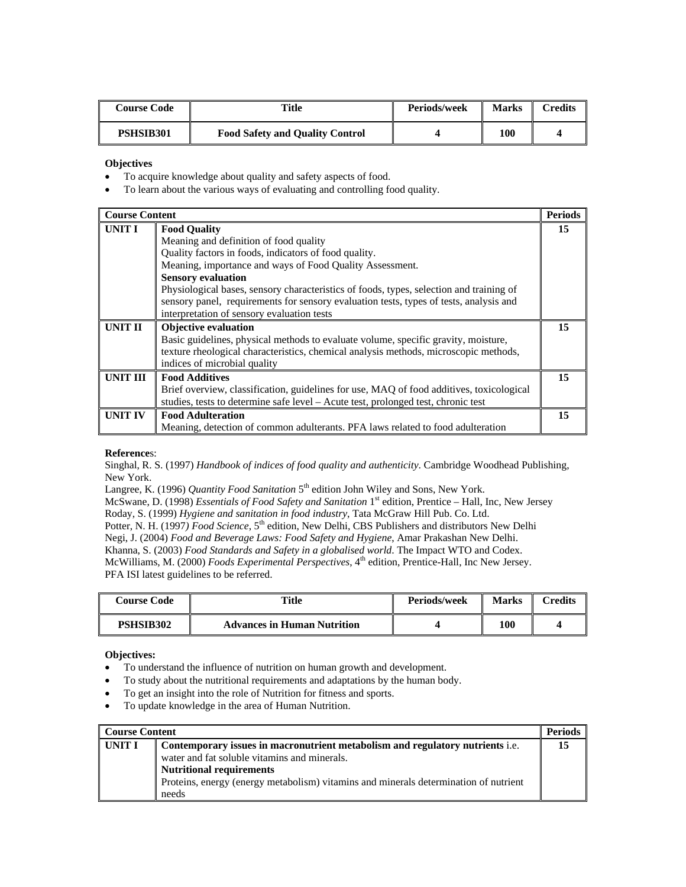| Course Code | Title | Periods/week | Marks | Credits |
|---|---|---|---|---|
| **PSHSIB301** | **Food Safety and Quality Control** | **4** | **100** | **4** |

**Objectives**

- To acquire knowledge about quality and safety aspects of food.
- To learn about the various ways of evaluating and controlling food quality.

| Course Content | | Periods |
|---|---|---|
| **UNIT I** | **Food Quality**<br>Meaning and definition of food quality<br>Quality factors in foods, indicators of food quality.<br>Meaning, importance and ways of Food Quality Assessment.<br>**Sensory evaluation**<br>Physiological bases, sensory characteristics of foods, types, selection and training of sensory panel, requirements for sensory evaluation tests, types of tests, analysis and interpretation of sensory evaluation tests | **15** |
| **UNIT II** | **Objective evaluation**<br>Basic guidelines, physical methods to evaluate volume, specific gravity, moisture, texture rheological characteristics, chemical analysis methods, microscopic methods, indices of microbial quality | **15** |
| **UNIT III** | **Food Additives**<br>Brief overview, classification, guidelines for use, MAQ of food additives, toxicological studies, tests to determine safe level – Acute test, prolonged test, chronic test | **15** |
| **UNIT IV** | **Food Adulteration**<br>Meaning, detection of common adulterants. PFA laws related to food adulteration | **15** |

**References**:

Singhal, R. S. (1997) *Handbook of indices of food quality and authenticity*. Cambridge Woodhead Publishing, New York.
Langree, K. (1996) *Quantity Food Sanitation* 5th edition John Wiley and Sons, New York.
McSwane, D. (1998) *Essentials of Food Safety and Sanitation* 1st edition, Prentice – Hall, Inc, New Jersey
Roday, S. (1999) *Hygiene and sanitation in food industry*, Tata McGraw Hill Pub. Co. Ltd.
Potter, N. H. (1997*) Food Science*, 5th edition, New Delhi, CBS Publishers and distributors New Delhi
Negi, J. (2004) *Food and Beverage Laws: Food Safety and Hygiene*, Amar Prakashan New Delhi.
Khanna, S. (2003) *Food Standards and Safety in a globalised world*. The Impact WTO and Codex.
McWilliams, M. (2000) *Foods Experimental Perspectives*, 4th edition, Prentice-Hall, Inc New Jersey.
PFA ISI latest guidelines to be referred.

| Course Code | Title | Periods/week | Marks | Credits |
|---|---|---|---|---|
| **PSHSIB302** | **Advances in Human Nutrition** | **4** | **100** | **4** |

**Objectives:**

- To understand the influence of nutrition on human growth and development.
- To study about the nutritional requirements and adaptations by the human body.
- To get an insight into the role of Nutrition for fitness and sports.
- To update knowledge in the area of Human Nutrition.

| Course Content | | Periods |
|---|---|---|
| **UNIT I** | **Contemporary issues in macronutrient metabolism and regulatory nutrients** i.e. water and fat soluble vitamins and minerals.<br>**Nutritional requirements**<br>Proteins, energy (energy metabolism) vitamins and minerals determination of nutrient needs | **15** |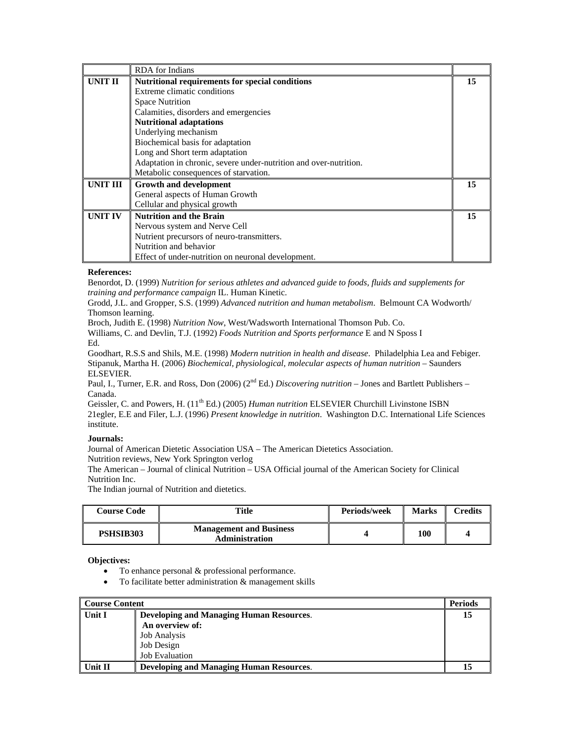| | | |
|---|---|---|
| | RDA for Indians | |
| **UNIT II** | **Nutritional requirements for special conditions**<br>Extreme climatic conditions<br>Space Nutrition<br>Calamities, disorders and emergencies<br>**Nutritional adaptations**<br>Underlying mechanism<br>Biochemical basis for adaptation<br>Long and Short term adaptation<br>Adaptation in chronic, severe under-nutrition and over-nutrition.<br>Metabolic consequences of starvation. | **15** |
| **UNIT III** | **Growth and development**<br>General aspects of Human Growth<br>Cellular and physical growth | **15** |
| **UNIT IV** | **Nutrition and the Brain**<br>Nervous system and Nerve Cell<br>Nutrient precursors of neuro-transmitters.<br>Nutrition and behavior<br>Effect of under-nutrition on neuronal development. | **15** |

**References:**

Benordot, D. (1999) *Nutrition for serious athletes and advanced guide to foods, fluids and supplements for training and performance campaign* IL. Human Kinetic.

Grodd, J.L. and Gropper, S.S. (1999) *Advanced nutrition and human metabolism*. Belmount CA Wodworth/ Thomson learning.

Broch, Judith E. (1998) *Nutrition Now*, West/Wadsworth International Thomson Pub. Co.

Williams, C. and Devlin, T.J. (1992) *Foods Nutrition and Sports performance* E and N Sposs I Ed.

Goodhart, R.S.S and Shils, M.E. (1998) *Modern nutrition in health and disease*. Philadelphia Lea and Febiger.

Stipanuk, Martha H. (2006) *Biochemical, physiological, molecular aspects of human nutrition* – Saunders ELSEVIER.

Paul, I., Turner, E.R. and Ross, Don (2006) (2nd Ed.) *Discovering nutrition* – Jones and Bartlett Publishers – Canada.

Geissler, C. and Powers, H. (11th Ed.) (2005) *Human nutrition* ELSEVIER Churchill Livinstone ISBN

21egler, E.E and Filer, L.J. (1996) *Present knowledge in nutrition*. Washington D.C. International Life Sciences institute.

**Journals:**

Journal of American Dietetic Association USA – The American Dietetics Association.

Nutrition reviews, New York Springton verlog

The American – Journal of clinical Nutrition – USA Official journal of the American Society for Clinical Nutrition Inc.

The Indian journal of Nutrition and dietetics.

| Course Code | Title | Periods/week | Marks | Credits |
|---|---|---|---|---|
| **PSHSIB303** | **Management and Business Administration** | **4** | **100** | **4** |

**Objectives:**

- To enhance personal & professional performance.
- To facilitate better administration & management skills

| Course Content | | Periods |
|---|---|---|
| **Unit I** | **Developing and Managing Human Resources**.<br>**An overview of:**<br>Job Analysis<br>Job Design<br>Job Evaluation | **15** |
| **Unit II** | **Developing and Managing Human Resources**. | **15** |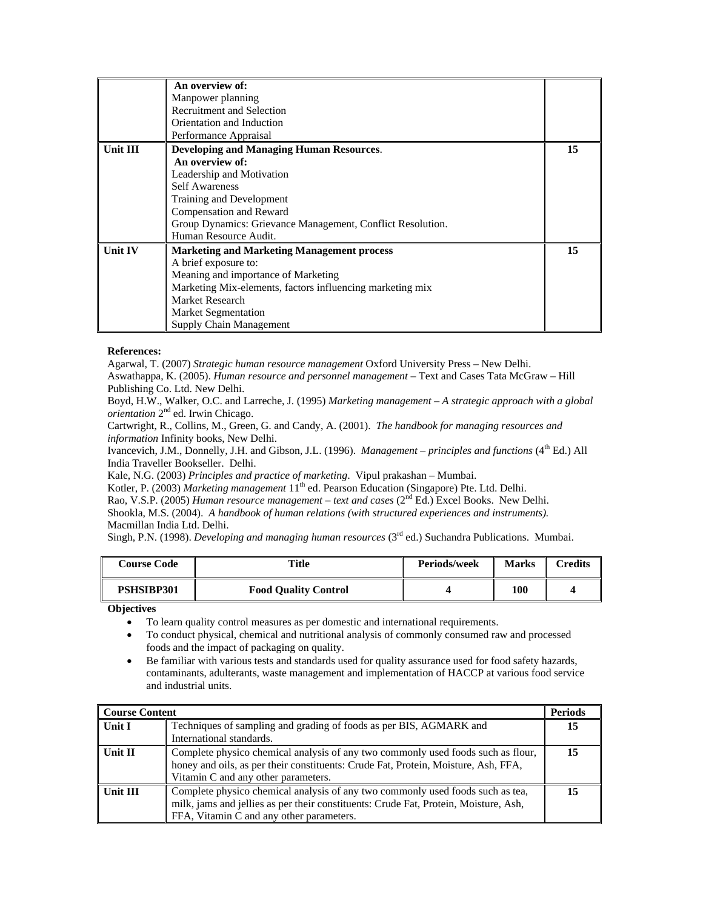| | | |
|---|---|---|
| | **An overview of:**<br>Manpower planning<br>Recruitment and Selection<br>Orientation and Induction<br>Performance Appraisal | |
| **Unit III** | **Developing and Managing Human Resources**.<br>**An overview of:**<br>Leadership and Motivation<br>Self Awareness<br>Training and Development<br>Compensation and Reward<br>Group Dynamics: Grievance Management, Conflict Resolution.<br>Human Resource Audit. | **15** |
| **Unit IV** | **Marketing and Marketing Management process**<br>A brief exposure to:<br>Meaning and importance of Marketing<br>Marketing Mix-elements, factors influencing marketing mix<br>Market Research<br>Market Segmentation<br>Supply Chain Management | **15** |

**References:**

Agarwal, T. (2007) *Strategic human resource management* Oxford University Press – New Delhi.
Aswathappa, K. (2005). *Human resource and personnel management* – Text and Cases Tata McGraw – Hill Publishing Co. Ltd. New Delhi.
Boyd, H.W., Walker, O.C. and Larreche, J. (1995) *Marketing management – A strategic approach with a global orientation* 2nd ed. Irwin Chicago.
Cartwright, R., Collins, M., Green, G. and Candy, A. (2001). *The handbook for managing resources and information* Infinity books, New Delhi.
Ivancevich, J.M., Donnelly, J.H. and Gibson, J.L. (1996). *Management – principles and functions* (4th Ed.) All India Traveller Bookseller. Delhi.
Kale, N.G. (2003) *Principles and practice of marketing*. Vipul prakashan – Mumbai.
Kotler, P. (2003) *Marketing management* 11th ed. Pearson Education (Singapore) Pte. Ltd. Delhi.
Rao, V.S.P. (2005) *Human resource management – text and cases* (2nd Ed.) Excel Books. New Delhi.
Shookla, M.S. (2004). *A handbook of human relations (with structured experiences and instruments).* Macmillan India Ltd. Delhi.
Singh, P.N. (1998). *Developing and managing human resources* (3rd ed.) Suchandra Publications. Mumbai.

| Course Code | Title | Periods/week | Marks | Credits |
|---|---|---|---|---|
| **PSHSIBP301** | **Food Quality Control** | **4** | **100** | **4** |

**Objectives**

- To learn quality control measures as per domestic and international requirements.
- To conduct physical, chemical and nutritional analysis of commonly consumed raw and processed foods and the impact of packaging on quality.
- Be familiar with various tests and standards used for quality assurance used for food safety hazards, contaminants, adulterants, waste management and implementation of HACCP at various food service and industrial units.

| Course Content | | Periods |
|---|---|---|
| **Unit I** | Techniques of sampling and grading of foods as per BIS, AGMARK and International standards. | **15** |
| **Unit II** | Complete physico chemical analysis of any two commonly used foods such as flour, honey and oils, as per their constituents: Crude Fat, Protein, Moisture, Ash, FFA, Vitamin C and any other parameters. | **15** |
| **Unit III** | Complete physico chemical analysis of any two commonly used foods such as tea, milk, jams and jellies as per their constituents: Crude Fat, Protein, Moisture, Ash, FFA, Vitamin C and any other parameters. | **15** |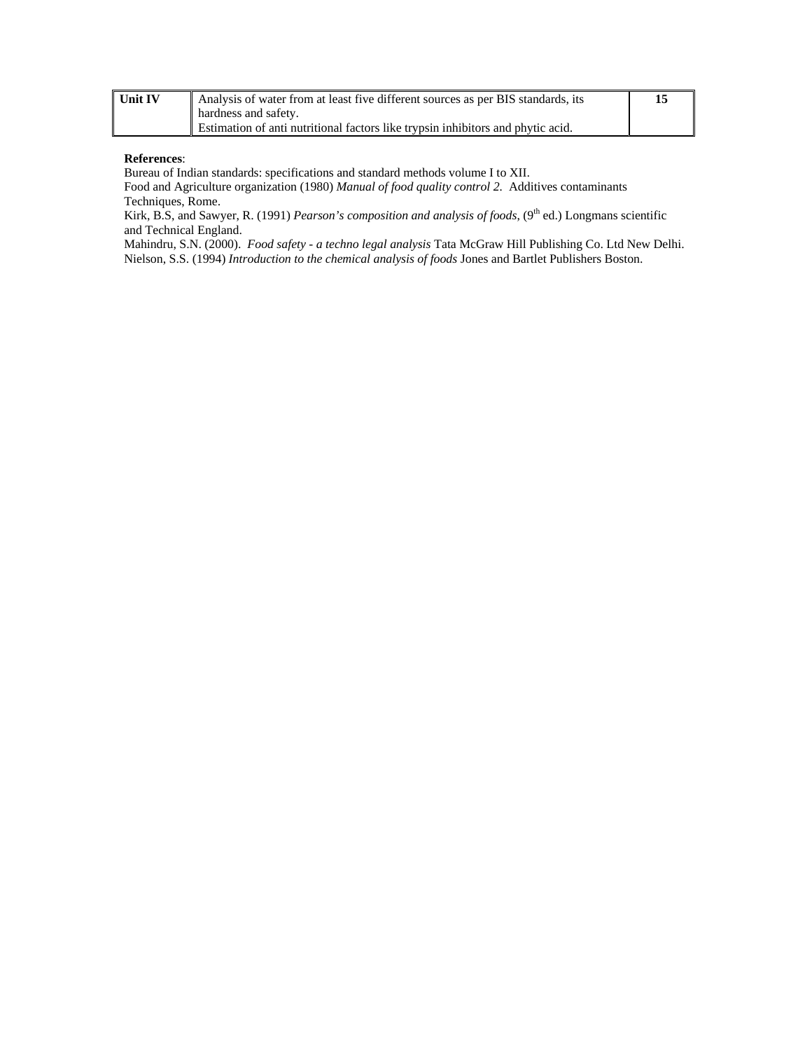| | | |
|---|---|---|
| **Unit IV** | Analysis of water from at least five different sources as per BIS standards, its hardness and safety.<br>Estimation of anti nutritional factors like trypsin inhibitors and phytic acid. | **15** |

**References**:

Bureau of Indian standards: specifications and standard methods volume I to XII.

Food and Agriculture organization (1980) *Manual of food quality control 2.* Additives contaminants Techniques, Rome.

Kirk, B.S, and Sawyer, R. (1991) *Pearson's composition and analysis of foods*, (9$^{th}$ ed.) Longmans scientific and Technical England.

Mahindru, S.N. (2000). *Food safety - a techno legal analysis* Tata McGraw Hill Publishing Co. Ltd New Delhi.

Nielson, S.S. (1994) *Introduction to the chemical analysis of foods* Jones and Bartlet Publishers Boston.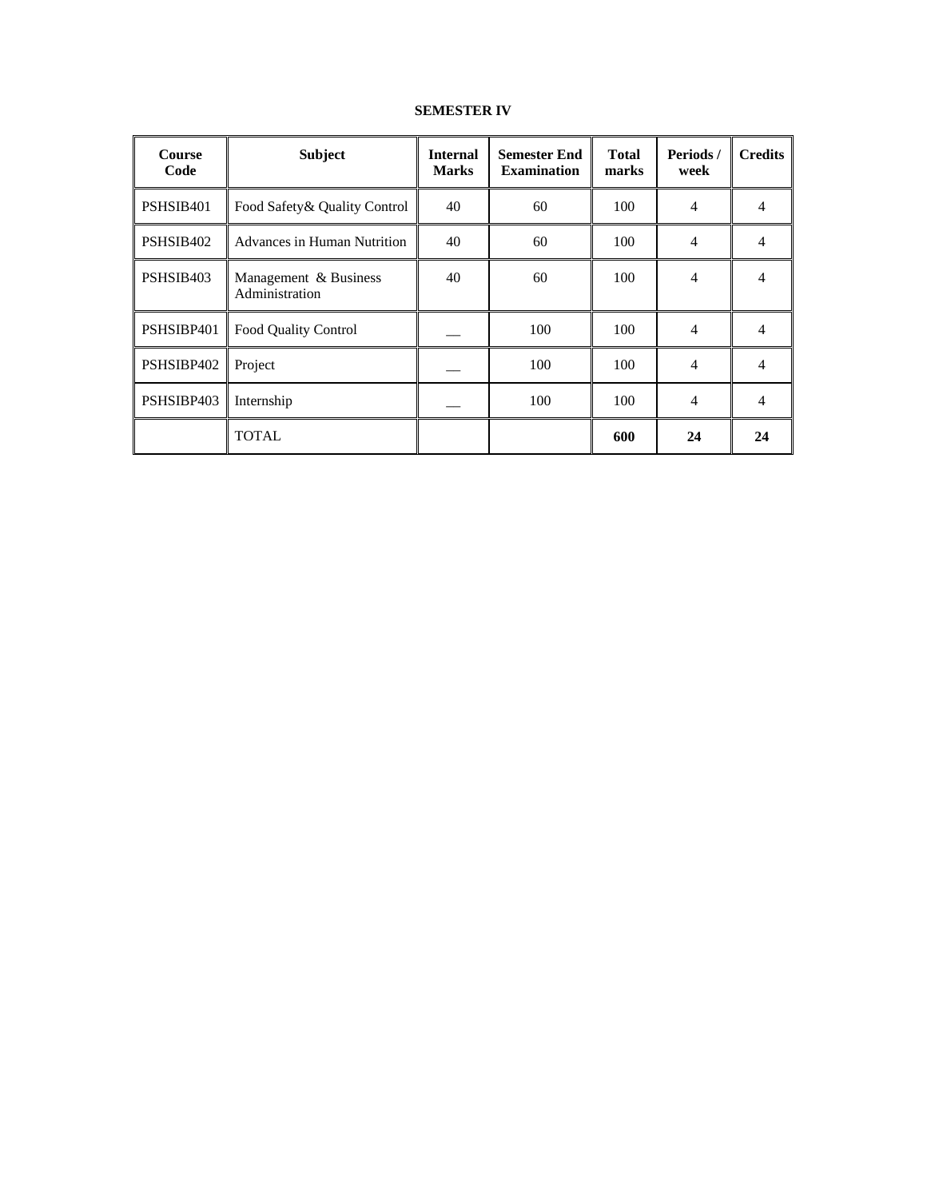**SEMESTER IV**

| Course Code | Subject | Internal Marks | Semester End Examination | Total marks | Periods / week | Credits |
|---|---|---|---|---|---|---|
| PSHSIB401 | Food Safety& Quality Control | 40 | 60 | 100 | 4 | 4 |
| PSHSIB402 | Advances in Human Nutrition | 40 | 60 | 100 | 4 | 4 |
| PSHSIB403 | Management & Business Administration | 40 | 60 | 100 | 4 | 4 |
| PSHSIBP401 | Food Quality Control | __ | 100 | 100 | 4 | 4 |
| PSHSIBP402 | Project | __ | 100 | 100 | 4 | 4 |
| PSHSIBP403 | Internship | __ | 100 | 100 | 4 | 4 |
| | TOTAL | | | **600** | **24** | **24** |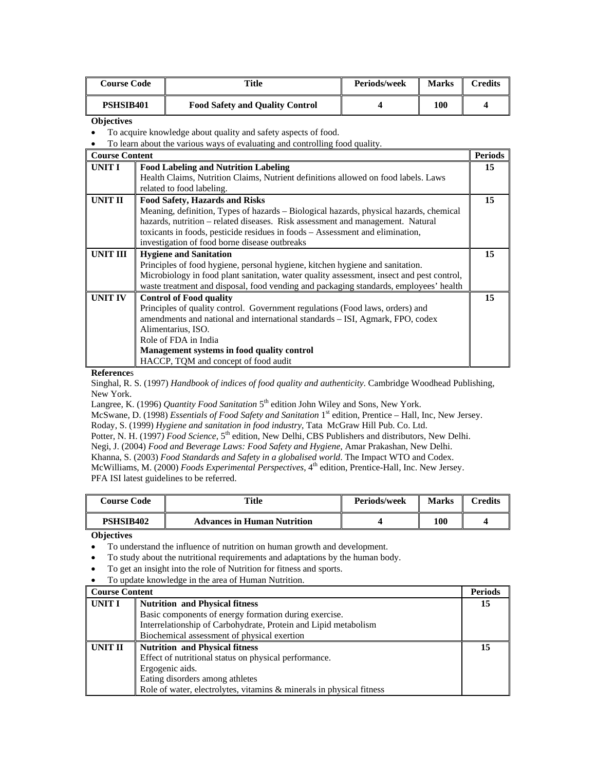| Course Code | Title | Periods/week | Marks | Credits |
|---|---|---|---|---|
| **PSHSIB401** | **Food Safety and Quality Control** | **4** | **100** | **4** |

**Objectives**

- To acquire knowledge about quality and safety aspects of food.
- To learn about the various ways of evaluating and controlling food quality.

| **Course Content** | | **Periods** |
|---|---|---|
| **UNIT I** | **Food Labeling and Nutrition Labeling**<br>Health Claims, Nutrition Claims, Nutrient definitions allowed on food labels. Laws related to food labeling. | **15** |
| **UNIT II** | **Food Safety, Hazards and Risks**<br>Meaning, definition, Types of hazards – Biological hazards, physical hazards, chemical hazards, nutrition – related diseases. Risk assessment and management. Natural toxicants in foods, pesticide residues in foods – Assessment and elimination, investigation of food borne disease outbreaks | **15** |
| **UNIT III** | **Hygiene and Sanitation**<br>Principles of food hygiene, personal hygiene, kitchen hygiene and sanitation. Microbiology in food plant sanitation, water quality assessment, insect and pest control, waste treatment and disposal, food vending and packaging standards, employees' health | **15** |
| **UNIT IV** | **Control of Food quality**<br>Principles of quality control. Government regulations (Food laws, orders) and amendments and national and international standards – ISI, Agmark, FPO, codex Alimentarius, ISO.<br>Role of FDA in India<br>**Management systems in food quality control**<br>HACCP, TQM and concept of food audit | **15** |

**References**

Singhal, R. S. (1997) *Handbook of indices of food quality and authenticity*. Cambridge Woodhead Publishing, New York.

Langree, K. (1996) *Quantity Food Sanitation* 5th edition John Wiley and Sons, New York.

McSwane, D. (1998) *Essentials of Food Safety and Sanitation* 1st edition, Prentice – Hall, Inc, New Jersey.

Roday, S. (1999) *Hygiene and sanitation in food industry*, Tata McGraw Hill Pub. Co. Ltd.

Potter, N. H. (1997) *Food Science*, 5th edition, New Delhi, CBS Publishers and distributors, New Delhi.

Negi, J. (2004) *Food and Beverage Laws: Food Safety and Hygiene*, Amar Prakashan, New Delhi.

Khanna, S. (2003) *Food Standards and Safety in a globalised world*. The Impact WTO and Codex.

McWilliams, M. (2000) *Foods Experimental Perspectives,* 4th edition, Prentice-Hall, Inc. New Jersey.

PFA ISI latest guidelines to be referred.

| Course Code | Title | Periods/week | Marks | Credits |
|---|---|---|---|---|
| **PSHSIB402** | **Advances in Human Nutrition** | **4** | **100** | **4** |

**Objectives**

- To understand the influence of nutrition on human growth and development.
- To study about the nutritional requirements and adaptations by the human body.
- To get an insight into the role of Nutrition for fitness and sports.
- To update knowledge in the area of Human Nutrition.

| **Course Content** | | **Periods** |
|---|---|---|
| **UNIT I** | **Nutrition and Physical fitness**<br>Basic components of energy formation during exercise.<br>Interrelationship of Carbohydrate, Protein and Lipid metabolism<br>Biochemical assessment of physical exertion | **15** |
| **UNIT II** | **Nutrition and Physical fitness**<br>Effect of nutritional status on physical performance.<br>Ergogenic aids.<br>Eating disorders among athletes<br>Role of water, electrolytes, vitamins & minerals in physical fitness | **15** |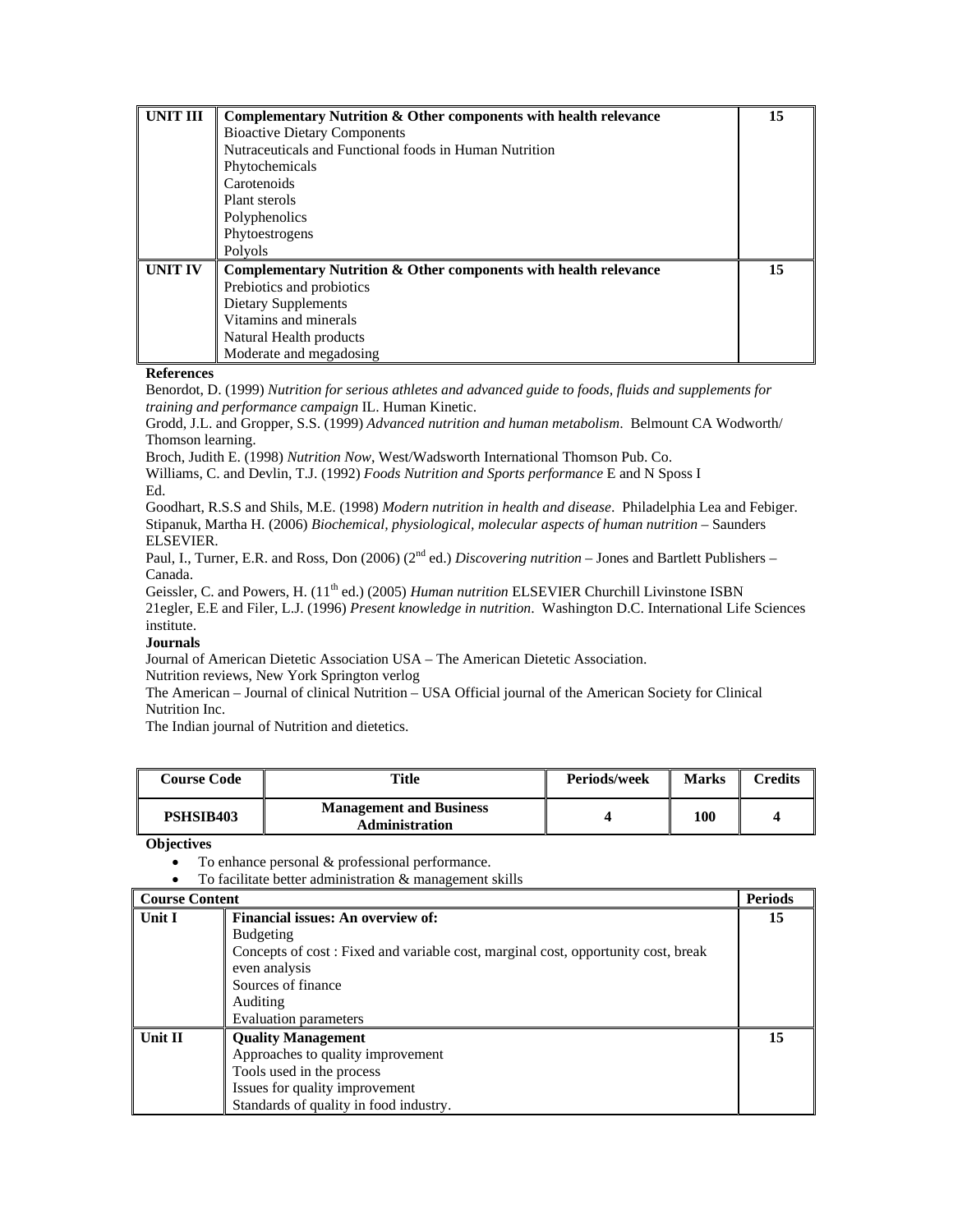| | | |
|---|---|---|
| **UNIT III** | **Complementary Nutrition & Other components with health relevance**<br>Bioactive Dietary Components<br>Nutraceuticals and Functional foods in Human Nutrition<br>Phytochemicals<br>Carotenoids<br>Plant sterols<br>Polyphenolics<br>Phytoestrogens<br>Polyols | **15** |
| **UNIT IV** | **Complementary Nutrition & Other components with health relevance**<br>Prebiotics and probiotics<br>Dietary Supplements<br>Vitamins and minerals<br>Natural Health products<br>Moderate and megadosing | **15** |

**References**

Benordot, D. (1999) *Nutrition for serious athletes and advanced guide to foods, fluids and supplements for training and performance campaign* IL. Human Kinetic.

Grodd, J.L. and Gropper, S.S. (1999) *Advanced nutrition and human metabolism*. Belmount CA Wodworth/ Thomson learning.

Broch, Judith E. (1998) *Nutrition Now*, West/Wadsworth International Thomson Pub. Co.

Williams, C. and Devlin, T.J. (1992) *Foods Nutrition and Sports performance* E and N Sposs I Ed.

Goodhart, R.S.S and Shils, M.E. (1998) *Modern nutrition in health and disease*. Philadelphia Lea and Febiger.

Stipanuk, Martha H. (2006) *Biochemical, physiological, molecular aspects of human nutrition* – Saunders ELSEVIER.

Paul, I., Turner, E.R. and Ross, Don (2006) (2nd ed.) *Discovering nutrition* – Jones and Bartlett Publishers – Canada.

Geissler, C. and Powers, H. (11th ed.) (2005) *Human nutrition* ELSEVIER Churchill Livinstone ISBN 21egler, E.E and Filer, L.J. (1996) *Present knowledge in nutrition*. Washington D.C. International Life Sciences institute.

**Journals**

Journal of American Dietetic Association USA – The American Dietetic Association.

Nutrition reviews, New York Springton verlog

The American – Journal of clinical Nutrition – USA Official journal of the American Society for Clinical Nutrition Inc.

The Indian journal of Nutrition and dietetics.

| Course Code | Title | Periods/week | Marks | Credits |
|---|---|---|---|---|
| **PSHSIB403** | **Management and Business Administration** | **4** | **100** | **4** |

**Objectives**

- To enhance personal & professional performance.
- To facilitate better administration & management skills

| **Course Content** | | **Periods** |
|---|---|---|
| **Unit I** | **Financial issues: An overview of:**<br>Budgeting<br>Concepts of cost : Fixed and variable cost, marginal cost, opportunity cost, break even analysis<br>Sources of finance<br>Auditing<br>Evaluation parameters | **15** |
| **Unit II** | **Quality Management**<br>Approaches to quality improvement<br>Tools used in the process<br>Issues for quality improvement<br>Standards of quality in food industry. | **15** |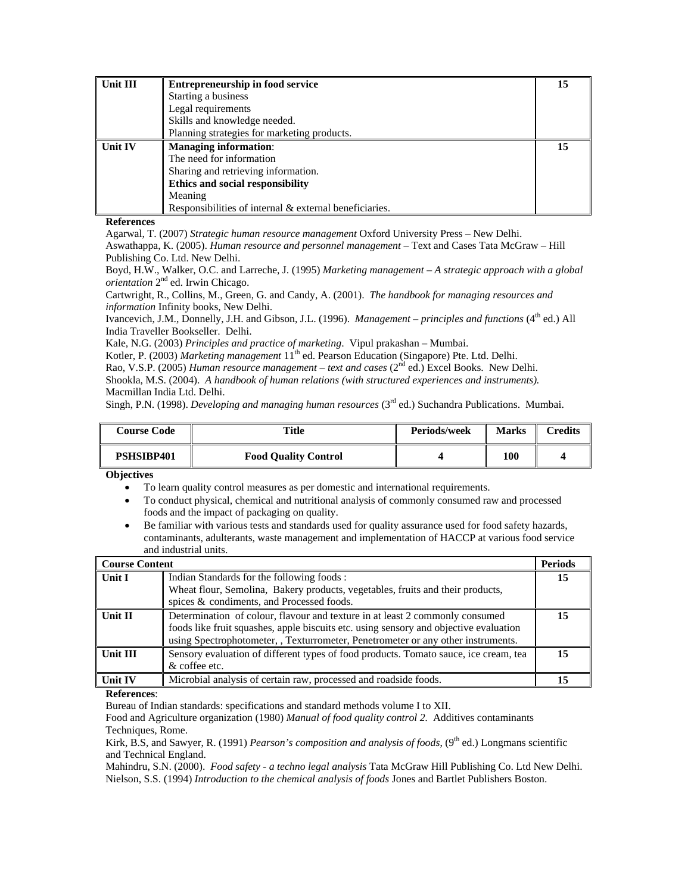| | | |
|---|---|---|
| **Unit III** | **Entrepreneurship in food service**<br>Starting a business<br>Legal requirements<br>Skills and knowledge needed.<br>Planning strategies for marketing products. | **15** |
| **Unit IV** | **Managing information**:<br>The need for information<br>Sharing and retrieving information.<br>**Ethics and social responsibility**<br>Meaning<br>Responsibilities of internal & external beneficiaries. | **15** |

**References**

Agarwal, T. (2007) *Strategic human resource management* Oxford University Press – New Delhi.

Aswathappa, K. (2005). *Human resource and personnel management* – Text and Cases Tata McGraw – Hill Publishing Co. Ltd. New Delhi.

Boyd, H.W., Walker, O.C. and Larreche, J. (1995) *Marketing management – A strategic approach with a global orientation* 2nd ed. Irwin Chicago.

Cartwright, R., Collins, M., Green, G. and Candy, A. (2001). *The handbook for managing resources and information* Infinity books, New Delhi.

Ivancevich, J.M., Donnelly, J.H. and Gibson, J.L. (1996). *Management – principles and functions* (4th ed.) All India Traveller Bookseller. Delhi.

Kale, N.G. (2003) *Principles and practice of marketing*. Vipul prakashan – Mumbai.

Kotler, P. (2003) *Marketing management* 11th ed. Pearson Education (Singapore) Pte. Ltd. Delhi.

Rao, V.S.P. (2005) *Human resource management – text and cases* (2nd ed.) Excel Books. New Delhi.

Shookla, M.S. (2004). *A handbook of human relations (with structured experiences and instruments).* Macmillan India Ltd. Delhi.

Singh, P.N. (1998). *Developing and managing human resources* (3rd ed.) Suchandra Publications. Mumbai.

| Course Code | Title | Periods/week | Marks | Credits |
|---|---|---|---|---|
| **PSHSIBP401** | **Food Quality Control** | **4** | **100** | **4** |

**Objectives**

- To learn quality control measures as per domestic and international requirements.
- To conduct physical, chemical and nutritional analysis of commonly consumed raw and processed foods and the impact of packaging on quality.
- Be familiar with various tests and standards used for quality assurance used for food safety hazards, contaminants, adulterants, waste management and implementation of HACCP at various food service and industrial units.

| **Course Content** | | **Periods** |
|---|---|---|
| **Unit I** | Indian Standards for the following foods :<br>Wheat flour, Semolina, Bakery products, vegetables, fruits and their products, spices & condiments, and Processed foods. | **15** |
| **Unit II** | Determination of colour, flavour and texture in at least 2 commonly consumed foods like fruit squashes, apple biscuits etc. using sensory and objective evaluation using Spectrophotometer, , Texturrometer, Penetrometer or any other instruments. | **15** |
| **Unit III** | Sensory evaluation of different types of food products. Tomato sauce, ice cream, tea & coffee etc. | **15** |
| **Unit IV** | Microbial analysis of certain raw, processed and roadside foods. | **15** |

**References**:

Bureau of Indian standards: specifications and standard methods volume I to XII.

Food and Agriculture organization (1980) *Manual of food quality control 2.* Additives contaminants Techniques, Rome.

Kirk, B.S, and Sawyer, R. (1991) *Pearson's composition and analysis of foods*, (9th ed.) Longmans scientific and Technical England.

Mahindru, S.N. (2000). *Food safety - a techno legal analysis* Tata McGraw Hill Publishing Co. Ltd New Delhi.

Nielson, S.S. (1994) *Introduction to the chemical analysis of foods* Jones and Bartlet Publishers Boston.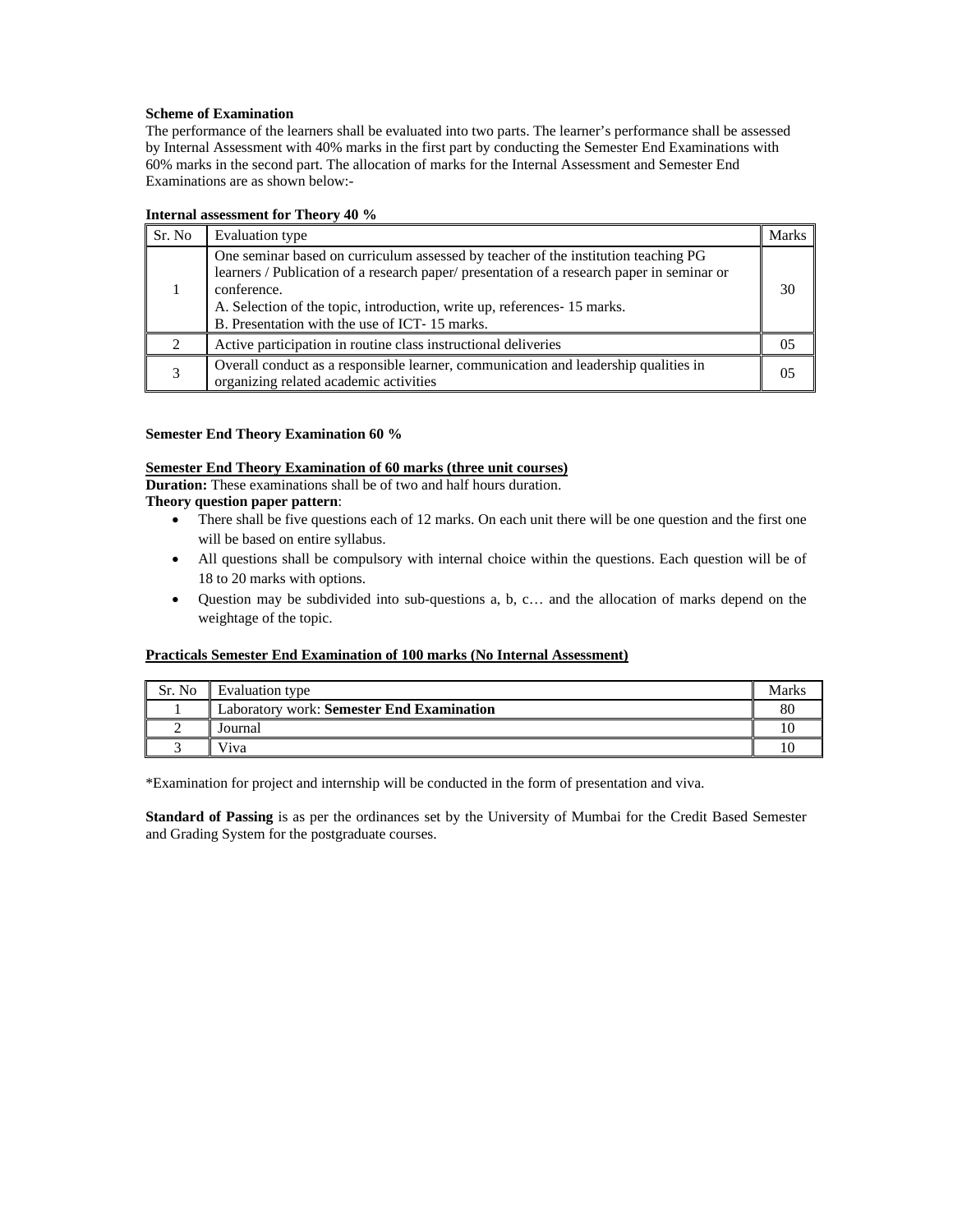**Scheme of Examination**

The performance of the learners shall be evaluated into two parts. The learner's performance shall be assessed by Internal Assessment with 40% marks in the first part by conducting the Semester End Examinations with 60% marks in the second part. The allocation of marks for the Internal Assessment and Semester End Examinations are as shown below:-

**Internal assessment for Theory 40 %**

| Sr. No | Evaluation type | Marks |
|---|---|---|
| 1 | One seminar based on curriculum assessed by teacher of the institution teaching PG learners / Publication of a research paper/ presentation of a research paper in seminar or conference.<br>A. Selection of the topic, introduction, write up, references- 15 marks.<br>B. Presentation with the use of ICT- 15 marks. | 30 |
| 2 | Active participation in routine class instructional deliveries | 05 |
| 3 | Overall conduct as a responsible learner, communication and leadership qualities in organizing related academic activities | 05 |

**Semester End Theory Examination 60 %**

**<u>Semester End Theory Examination of 60 marks (three unit courses)</u>**

**Duration:** These examinations shall be of two and half hours duration.

**Theory question paper pattern**:

- There shall be five questions each of 12 marks. On each unit there will be one question and the first one will be based on entire syllabus.
- All questions shall be compulsory with internal choice within the questions. Each question will be of 18 to 20 marks with options.
- Question may be subdivided into sub-questions a, b, c… and the allocation of marks depend on the weightage of the topic.

**<u>Practicals Semester End Examination of 100 marks (No Internal Assessment)</u>**

| Sr. No | Evaluation type | Marks |
|---|---|---|
| 1 | Laboratory work: **Semester End Examination** | 80 |
| 2 | Journal | 10 |
| 3 | Viva | 10 |

*Examination for project and internship will be conducted in the form of presentation and viva.

**Standard of Passing** is as per the ordinances set by the University of Mumbai for the Credit Based Semester and Grading System for the postgraduate courses.